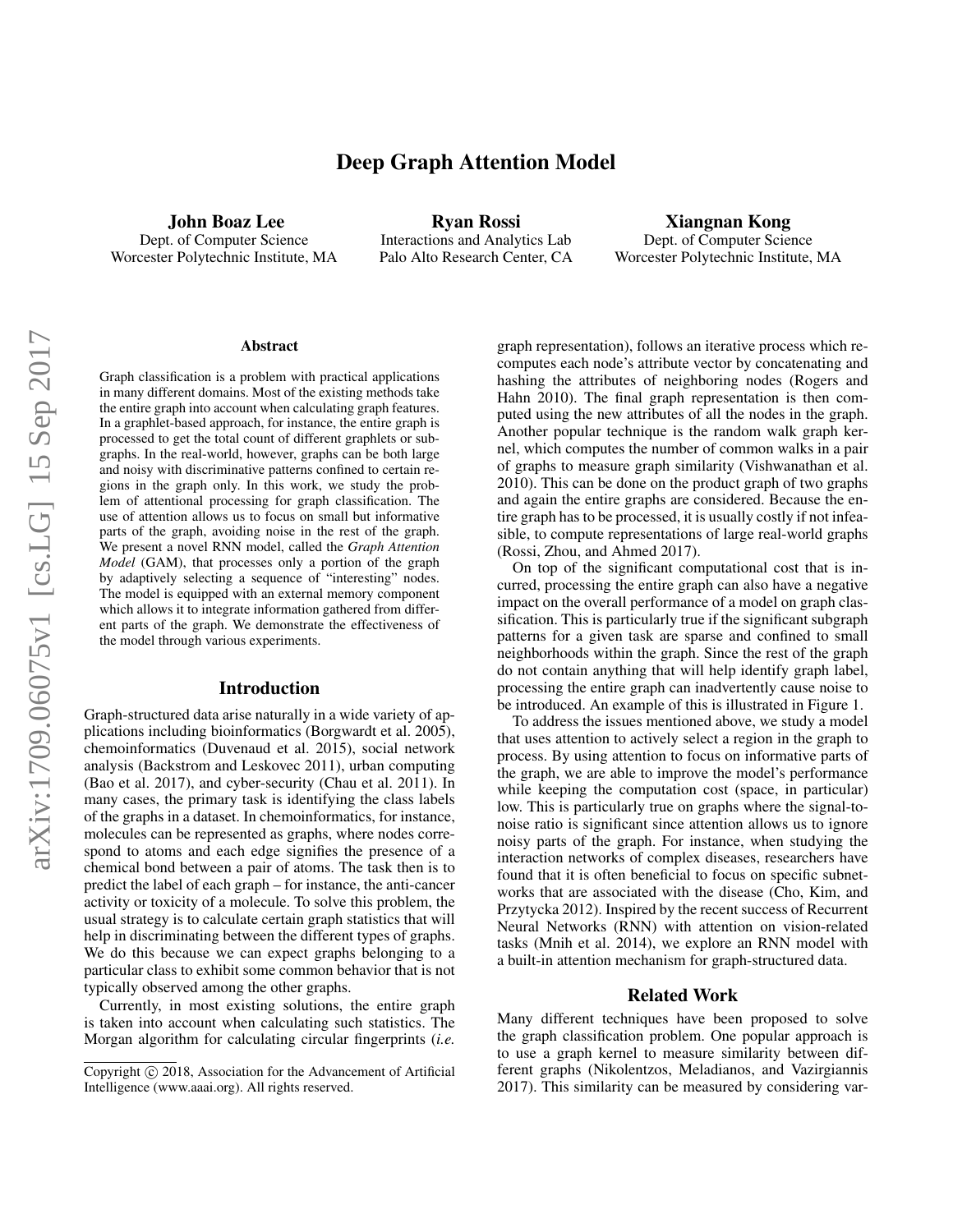# Deep Graph Attention Model

**John Boaz Lee**
Dept. of Computer Science
Worcester Polytechnic Institute, MA

**Ryan Rossi**
Interactions and Analytics Lab
Palo Alto Research Center, CA

**Xiangnan Kong**
Dept. of Computer Science
Worcester Polytechnic Institute, MA

## Abstract

Graph classification is a problem with practical applications in many different domains. Most of the existing methods take the entire graph into account when calculating graph features. In a graphlet-based approach, for instance, the entire graph is processed to get the total count of different graphlets or subgraphs. In the real-world, however, graphs can be both large and noisy with discriminative patterns confined to certain regions in the graph only. In this work, we study the problem of attentional processing for graph classification. The use of attention allows us to focus on small but informative parts of the graph, avoiding noise in the rest of the graph. We present a novel RNN model, called the *Graph Attention Model* (GAM), that processes only a portion of the graph by adaptively selecting a sequence of "interesting" nodes. The model is equipped with an external memory component which allows it to integrate information gathered from different parts of the graph. We demonstrate the effectiveness of the model through various experiments.

## Introduction

Graph-structured data arise naturally in a wide variety of applications including bioinformatics (Borgwardt et al. 2005), chemoinformatics (Duvenaud et al. 2015), social network analysis (Backstrom and Leskovec 2011), urban computing (Bao et al. 2017), and cyber-security (Chau et al. 2011). In many cases, the primary task is identifying the class labels of the graphs in a dataset. In chemoinformatics, for instance, molecules can be represented as graphs, where nodes correspond to atoms and each edge signifies the presence of a chemical bond between a pair of atoms. The task then is to predict the label of each graph – for instance, the anti-cancer activity or toxicity of a molecule. To solve this problem, the usual strategy is to calculate certain graph statistics that will help in discriminating between the different types of graphs. We do this because we can expect graphs belonging to a particular class to exhibit some common behavior that is not typically observed among the other graphs.

Currently, in most existing solutions, the entire graph is taken into account when calculating such statistics. The Morgan algorithm for calculating circular fingerprints (*i.e.* graph representation), follows an iterative process which recomputes each node's attribute vector by concatenating and hashing the attributes of neighboring nodes (Rogers and Hahn 2010). The final graph representation is then computed using the new attributes of all the nodes in the graph. Another popular technique is the random walk graph kernel, which computes the number of common walks in a pair of graphs to measure graph similarity (Vishwanathan et al. 2010). This can be done on the product graph of two graphs and again the entire graphs are considered. Because the entire graph has to be processed, it is usually costly if not infeasible, to compute representations of large real-world graphs (Rossi, Zhou, and Ahmed 2017).

On top of the significant computational cost that is incurred, processing the entire graph can also have a negative impact on the overall performance of a model on graph classification. This is particularly true if the significant subgraph patterns for a given task are sparse and confined to small neighborhoods within the graph. Since the rest of the graph do not contain anything that will help identify graph label, processing the entire graph can inadvertently cause noise to be introduced. An example of this is illustrated in Figure 1.

To address the issues mentioned above, we study a model that uses attention to actively select a region in the graph to process. By using attention to focus on informative parts of the graph, we are able to improve the model's performance while keeping the computation cost (space, in particular) low. This is particularly true on graphs where the signal-to-noise ratio is significant since attention allows us to ignore noisy parts of the graph. For instance, when studying the interaction networks of complex diseases, researchers have found that it is often beneficial to focus on specific subnetworks that are associated with the disease (Cho, Kim, and Przytycka 2012). Inspired by the recent success of Recurrent Neural Networks (RNN) with attention on vision-related tasks (Mnih et al. 2014), we explore an RNN model with a built-in attention mechanism for graph-structured data.

## Related Work

Many different techniques have been proposed to solve the graph classification problem. One popular approach is to use a graph kernel to measure similarity between different graphs (Nikolentzos, Meladianos, and Vazirgiannis 2017). This similarity can be measured by considering var-

Copyright © 2018, Association for the Advancement of Artificial Intelligence (www.aaai.org). All rights reserved.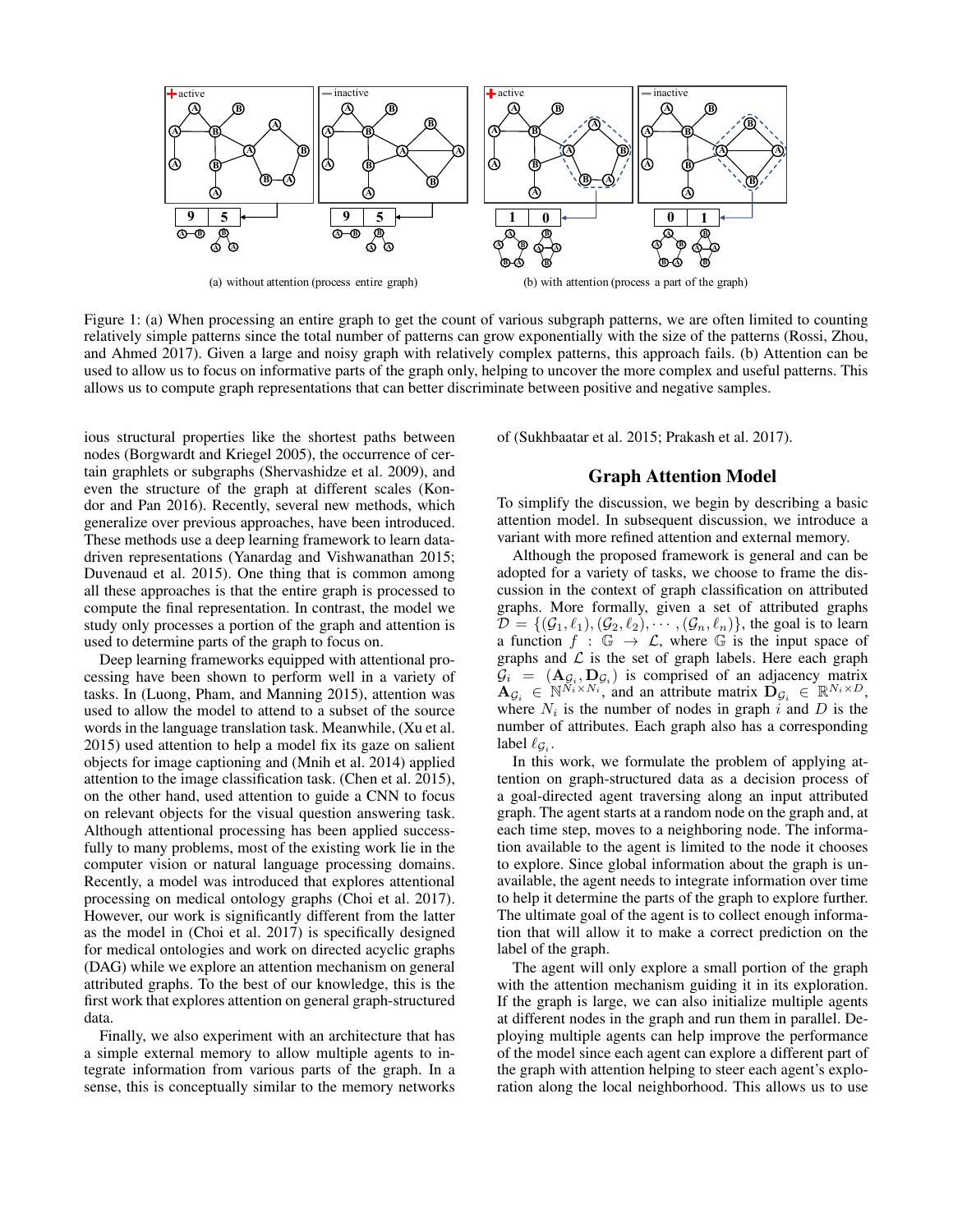(a) without attention (process entire graph)

(b) with attention (process a part of the graph)

Figure 1: (a) When processing an entire graph to get the count of various subgraph patterns, we are often limited to counting relatively simple patterns since the total number of patterns can grow exponentially with the size of the patterns (Rossi, Zhou, and Ahmed 2017). Given a large and noisy graph with relatively complex patterns, this approach fails. (b) Attention can be used to allow us to focus on informative parts of the graph only, helping to uncover the more complex and useful patterns. This allows us to compute graph representations that can better discriminate between positive and negative samples.

ious structural properties like the shortest paths between nodes (Borgwardt and Kriegel 2005), the occurrence of certain graphlets or subgraphs (Shervashidze et al. 2009), and even the structure of the graph at different scales (Kondor and Pan 2016). Recently, several new methods, which generalize over previous approaches, have been introduced. These methods use a deep learning framework to learn data-driven representations (Yanardag and Vishwanathan 2015; Duvenaud et al. 2015). One thing that is common among all these approaches is that the entire graph is processed to compute the final representation. In contrast, the model we study only processes a portion of the graph and attention is used to determine parts of the graph to focus on.

Deep learning frameworks equipped with attentional processing have been shown to perform well in a variety of tasks. In (Luong, Pham, and Manning 2015), attention was used to allow the model to attend to a subset of the source words in the language translation task. Meanwhile, (Xu et al. 2015) used attention to help a model fix its gaze on salient objects for image captioning and (Mnih et al. 2014) applied attention to the image classification task. (Chen et al. 2015), on the other hand, used attention to guide a CNN to focus on relevant objects for the visual question answering task. Although attentional processing has been applied successfully to many problems, most of the existing work lie in the computer vision or natural language processing domains. Recently, a model was introduced that explores attentional processing on medical ontology graphs (Choi et al. 2017). However, our work is significantly different from the latter as the model in (Choi et al. 2017) is specifically designed for medical ontologies and work on directed acyclic graphs (DAG) while we explore an attention mechanism on general attributed graphs. To the best of our knowledge, this is the first work that explores attention on general graph-structured data.

Finally, we also experiment with an architecture that has a simple external memory to allow multiple agents to integrate information from various parts of the graph. In a sense, this is conceptually similar to the memory networks of (Sukhbaatar et al. 2015; Prakash et al. 2017).

## Graph Attention Model

To simplify the discussion, we begin by describing a basic attention model. In subsequent discussion, we introduce a variant with more refined attention and external memory.

Although the proposed framework is general and can be adopted for a variety of tasks, we choose to frame the discussion in the context of graph classification on attributed graphs. More formally, given a set of attributed graphs $\mathcal{D} = \{(\mathcal{G}_1, \ell_1), (\mathcal{G}_2, \ell_2), \cdots, (\mathcal{G}_n, \ell_n)\}$, the goal is to learn a function $f : \mathbb{G} \rightarrow \mathcal{L}$, where $\mathbb{G}$ is the input space of graphs and $\mathcal{L}$ is the set of graph labels. Here each graph $\mathcal{G}_i = (\mathbf{A}_{\mathcal{G}_i}, \mathbf{D}_{\mathcal{G}_i})$ is comprised of an adjacency matrix $\mathbf{A}_{\mathcal{G}_i} \in \mathbb{N}^{N_i \times N_i}$, and an attribute matrix $\mathbf{D}_{\mathcal{G}_i} \in \mathbb{R}^{N_i \times D}$, where $N_i$ is the number of nodes in graph $i$ and $D$ is the number of attributes. Each graph also has a corresponding label $\ell_{\mathcal{G}_i}$.

In this work, we formulate the problem of applying attention on graph-structured data as a decision process of a goal-directed agent traversing along an input attributed graph. The agent starts at a random node on the graph and, at each time step, moves to a neighboring node. The information available to the agent is limited to the node it chooses to explore. Since global information about the graph is unavailable, the agent needs to integrate information over time to help it determine the parts of the graph to explore further. The ultimate goal of the agent is to collect enough information that will allow it to make a correct prediction on the label of the graph.

The agent will only explore a small portion of the graph with the attention mechanism guiding it in its exploration. If the graph is large, we can also initialize multiple agents at different nodes in the graph and run them in parallel. Deploying multiple agents can help improve the performance of the model since each agent can explore a different part of the graph with attention helping to steer each agent's exploration along the local neighborhood. This allows us to use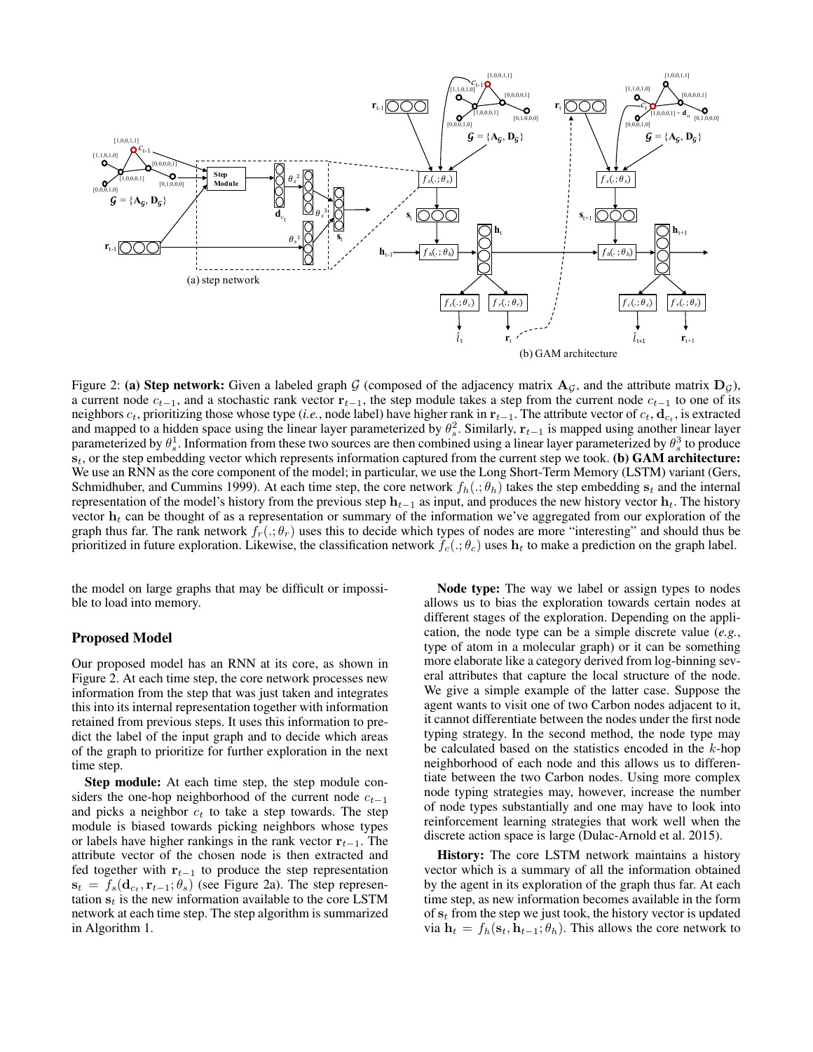Figure 2: **(a) Step network:** Given a labeled graph $\mathcal{G}$ (composed of the adjacency matrix $\mathbf{A}_{\mathcal{G}}$, and the attribute matrix $\mathbf{D}_{\mathcal{G}}$), a current node $c_{t-1}$, and a stochastic rank vector $\mathbf{r}_{t-1}$, the step module takes a step from the current node $c_{t-1}$ to one of its neighbors $c_t$, prioritizing those whose type (*i.e.*, node label) have higher rank in $\mathbf{r}_{t-1}$. The attribute vector of $c_t$, $\mathbf{d}_{c_t}$, is extracted and mapped to a hidden space using the linear layer parameterized by $\theta_s^2$. Similarly, $\mathbf{r}_{t-1}$ is mapped using another linear layer parameterized by $\theta_s^1$. Information from these two sources are then combined using a linear layer parameterized by $\theta_s^3$ to produce $\mathbf{s}_t$, or the step embedding vector which represents information captured from the current step we took. **(b) GAM architecture:** We use an RNN as the core component of the model; in particular, we use the Long Short-Term Memory (LSTM) variant (Gers, Schmidhuber, and Cummins 1999). At each time step, the core network $f_h(.;\theta_h)$ takes the step embedding $\mathbf{s}_t$ and the internal representation of the model's history from the previous step $\mathbf{h}_{t-1}$ as input, and produces the new history vector $\mathbf{h}_t$. The history vector $\mathbf{h}_t$ can be thought of as a representation or summary of the information we've aggregated from our exploration of the graph thus far. The rank network $f_r(.;\theta_r)$ uses this to decide which types of nodes are more "interesting" and should thus be prioritized in future exploration. Likewise, the classification network $f_c(.;\theta_c)$ uses $\mathbf{h}_t$ to make a prediction on the graph label.

the model on large graphs that may be difficult or impossible to load into memory.

## Proposed Model

Our proposed model has an RNN at its core, as shown in Figure 2. At each time step, the core network processes new information from the step that was just taken and integrates this into its internal representation together with information retained from previous steps. It uses this information to predict the label of the input graph and to decide which areas of the graph to prioritize for further exploration in the next time step.

**Step module:** At each time step, the step module considers the one-hop neighborhood of the current node $c_{t-1}$ and picks a neighbor $c_t$ to take a step towards. The step module is biased towards picking neighbors whose types or labels have higher rankings in the rank vector $\mathbf{r}_{t-1}$. The attribute vector of the chosen node is then extracted and fed together with $\mathbf{r}_{t-1}$ to produce the step representation $\mathbf{s}_t = f_s(\mathbf{d}_{c_t}, \mathbf{r}_{t-1}; \theta_s)$ (see Figure 2a). The step representation $\mathbf{s}_t$ is the new information available to the core LSTM network at each time step. The step algorithm is summarized in Algorithm 1.

**Node type:** The way we label or assign types to nodes allows us to bias the exploration towards certain nodes at different stages of the exploration. Depending on the application, the node type can be a simple discrete value (*e.g.*, type of atom in a molecular graph) or it can be something more elaborate like a category derived from log-binning several attributes that capture the local structure of the node. We give a simple example of the latter case. Suppose the agent wants to visit one of two Carbon nodes adjacent to it, it cannot differentiate between the nodes under the first node typing strategy. In the second method, the node type may be calculated based on the statistics encoded in the $k$-hop neighborhood of each node and this allows us to differentiate between the two Carbon nodes. Using more complex node typing strategies may, however, increase the number of node types substantially and one may have to look into reinforcement learning strategies that work well when the discrete action space is large (Dulac-Arnold et al. 2015).

**History:** The core LSTM network maintains a history vector which is a summary of all the information obtained by the agent in its exploration of the graph thus far. At each time step, as new information becomes available in the form of $\mathbf{s}_t$ from the step we just took, the history vector is updated via $\mathbf{h}_t = f_h(\mathbf{s}_t, \mathbf{h}_{t-1}; \theta_h)$. This allows the core network to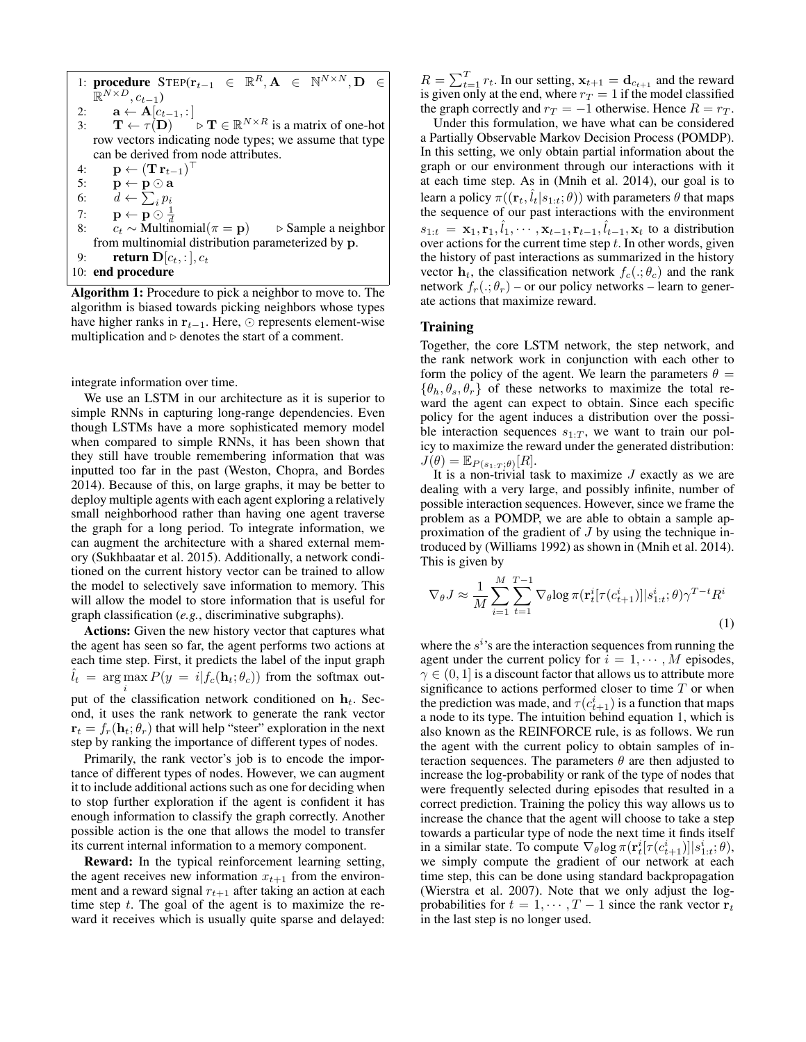```
1: procedure STEP(r_{t-1} ∈ ℝ^R, A ∈ ℕ^{N×N}, D ∈ ℝ^{N×D}, c_{t-1})
2:     a ← A[c_{t-1}, :]
3:     T ← τ(D)        ▷ T ∈ ℝ^{N×R} is a matrix of one-hot row vectors indicating node types; we assume that type can be derived from node attributes.
4:     p ← (T r_{t-1})^⊤
5:     p ← p ⊙ a
6:     d ← Σ_i p_i
7:     p ← p ⊙ 1/d
8:     c_t ∼ Multinomial(π = p)      ▷ Sample a neighbor from multinomial distribution parameterized by p.
9:     return D[c_t, :], c_t
10: end procedure
```

**Algorithm 1:** Procedure to pick a neighbor to move to. The algorithm is biased towards picking neighbors whose types have higher ranks in $\mathbf{r}_{t-1}$. Here, $\odot$ represents element-wise multiplication and $\triangleright$ denotes the start of a comment.

integrate information over time.

We use an LSTM in our architecture as it is superior to simple RNNs in capturing long-range dependencies. Even though LSTMs have a more sophisticated memory model when compared to simple RNNs, it has been shown that they still have trouble remembering information that was inputted too far in the past (Weston, Chopra, and Bordes 2014). Because of this, on large graphs, it may be better to deploy multiple agents with each agent exploring a relatively small neighborhood rather than having one agent traverse the graph for a long period. To integrate information, we can augment the architecture with a shared external memory (Sukhbaatar et al. 2015). Additionally, a network conditioned on the current history vector can be trained to allow the model to selectively save information to memory. This will allow the model to store information that is useful for graph classification (*e.g.*, discriminative subgraphs).

**Actions:** Given the new history vector that captures what the agent has seen so far, the agent performs two actions at each time step. First, it predicts the label of the input graph $\hat{l}_t = \arg\max_i P(y = i | f_c(\mathbf{h}_t; \theta_c))$ from the softmax output of the classification network conditioned on $\mathbf{h}_t$. Second, it uses the rank network to generate the rank vector $\mathbf{r}_t = f_r(\mathbf{h}_t; \theta_r)$ that will help "steer" exploration in the next step by ranking the importance of different types of nodes.

Primarily, the rank vector's job is to encode the importance of different types of nodes. However, we can augment it to include additional actions such as one for deciding when to stop further exploration if the agent is confident it has enough information to classify the graph correctly. Another possible action is the one that allows the model to transfer its current internal information to a memory component.

**Reward:** In the typical reinforcement learning setting, the agent receives new information $x_{t+1}$ from the environment and a reward signal $r_{t+1}$ after taking an action at each time step $t$. The goal of the agent is to maximize the reward it receives which is usually quite sparse and delayed: $R = \sum_{t=1}^{T} r_t$. In our setting, $\mathbf{x}_{t+1} = \mathbf{d}_{c_{t+1}}$ and the reward is given only at the end, where $r_T = 1$ if the model classified the graph correctly and $r_T = -1$ otherwise. Hence $R = r_T$.

Under this formulation, we have what can be considered a Partially Observable Markov Decision Process (POMDP). In this setting, we only obtain partial information about the graph or our environment through our interactions with it at each time step. As in (Mnih et al. 2014), our goal is to learn a policy $\pi((\mathbf{r}_t, \hat{l}_t | s_{1:t}; \theta))$ with parameters $\theta$ that maps the sequence of our past interactions with the environment $s_{1:t} = \mathbf{x}_1, \mathbf{r}_1, \hat{l}_1, \cdots, \mathbf{x}_{t-1}, \mathbf{r}_{t-1}, \hat{l}_{t-1}, \mathbf{x}_t$ to a distribution over actions for the current time step $t$. In other words, given the history of past interactions as summarized in the history vector $\mathbf{h}_t$, the classification network $f_c(.; \theta_c)$ and the rank network $f_r(.; \theta_r)$ – or our policy networks – learn to generate actions that maximize reward.

## Training

Together, the core LSTM network, the step network, and the rank network work in conjunction with each other to form the policy of the agent. We learn the parameters $\theta = \{\theta_h, \theta_s, \theta_r\}$ of these networks to maximize the total reward the agent can expect to obtain. Since each specific policy for the agent induces a distribution over the possible interaction sequences $s_{1:T}$, we want to train our policy to maximize the reward under the generated distribution: $J(\theta) = \mathbb{E}_{P(s_{1:T}; \theta)}[R]$.

It is a non-trivial task to maximize $J$ exactly as we are dealing with a very large, and possibly infinite, number of possible interaction sequences. However, since we frame the problem as a POMDP, we are able to obtain a sample approximation of the gradient of $J$ by using the technique introduced by (Williams 1992) as shown in (Mnih et al. 2014). This is given by

$$\nabla_\theta J \approx \frac{1}{M} \sum_{i=1}^{M} \sum_{t=1}^{T-1} \nabla_\theta \log \pi(\mathbf{r}_t^i[\tau(c_{t+1}^i)] | s_{1:t}^i; \theta) \gamma^{T-t} R^i \tag{1}$$

where the $s^i$'s are the interaction sequences from running the agent under the current policy for $i = 1, \cdots, M$ episodes, $\gamma \in (0, 1]$ is a discount factor that allows us to attribute more significance to actions performed closer to time $T$ or when the prediction was made, and $\tau(c_{t+1}^i)$ is a function that maps a node to its type. The intuition behind equation 1, which is also known as the REINFORCE rule, is as follows. We run the agent with the current policy to obtain samples of interaction sequences. The parameters $\theta$ are then adjusted to increase the log-probability or rank of the type of nodes that were frequently selected during episodes that resulted in a correct prediction. Training the policy this way allows us to increase the chance that the agent will choose to take a step towards a particular type of node the next time it finds itself in a similar state. To compute $\nabla_\theta \log \pi(\mathbf{r}_t^i[\tau(c_{t+1}^i)] | s_{1:t}^i; \theta)$, we simply compute the gradient of our network at each time step, this can be done using standard backpropagation (Wierstra et al. 2007). Note that we only adjust the log-probabilities for $t = 1, \cdots, T-1$ since the rank vector $\mathbf{r}_t$ in the last step is no longer used.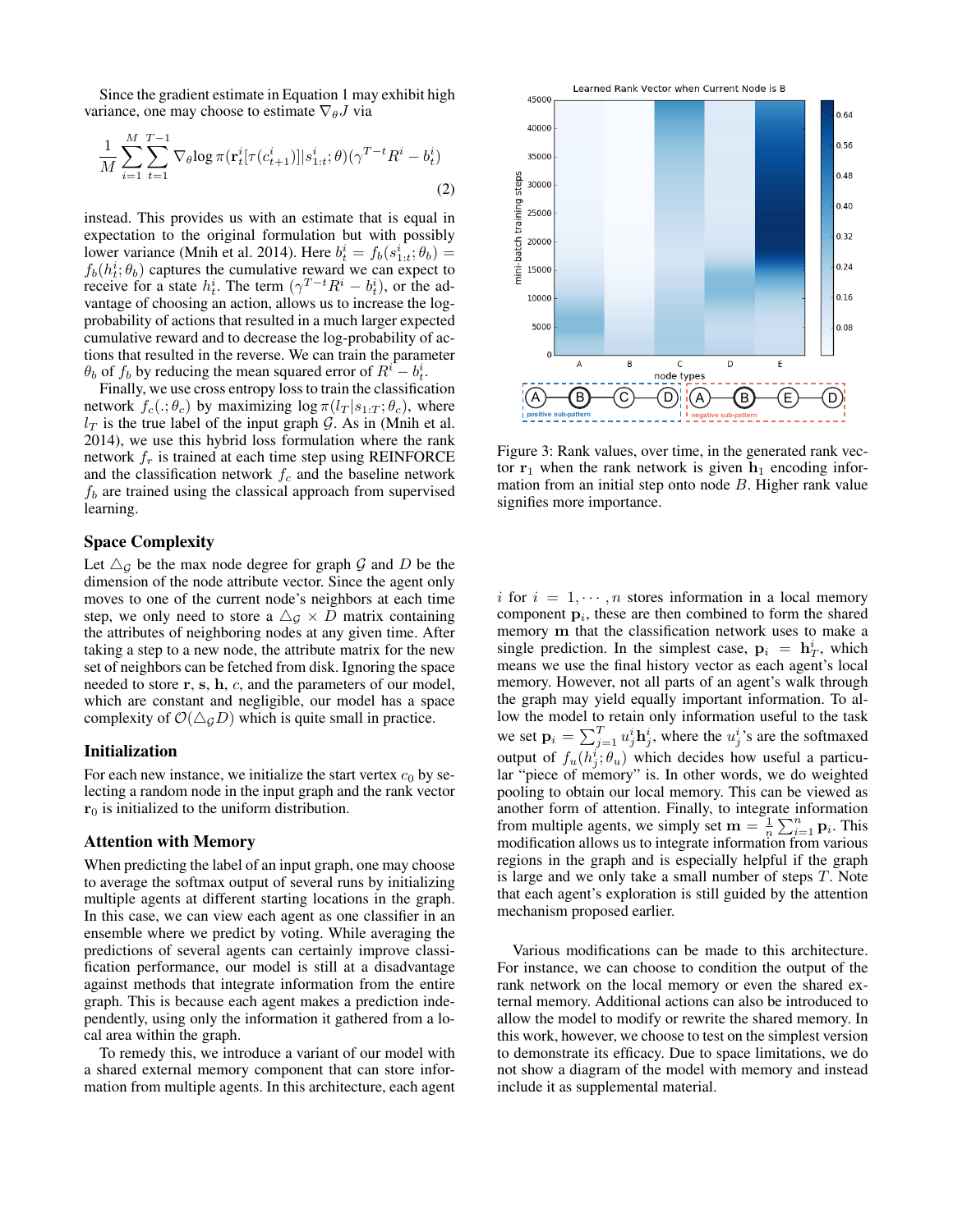Since the gradient estimate in Equation 1 may exhibit high variance, one may choose to estimate $\nabla_\theta J$ via

$$\frac{1}{M}\sum_{i=1}^{M}\sum_{t=1}^{T-1}\nabla_\theta \log \pi(\mathbf{r}_t^i[\tau(c_{t+1}^i)]|s_{1:t}^i;\theta)(\gamma^{T-t}R^i - b_t^i) \tag{2}$$

instead. This provides us with an estimate that is equal in expectation to the original formulation but with possibly lower variance (Mnih et al. 2014). Here $b_t^i = f_b(s_{1:t}^i;\theta_b) = f_b(h_t^i;\theta_b)$ captures the cumulative reward we can expect to receive for a state $h_t^i$. The term $(\gamma^{T-t}R^i - b_t^i)$, or the advantage of choosing an action, allows us to increase the log-probability of actions that resulted in a much larger expected cumulative reward and to decrease the log-probability of actions that resulted in the reverse. We can train the parameter $\theta_b$ of $f_b$ by reducing the mean squared error of $R^i - b_t^i$.

Finally, we use cross entropy loss to train the classification network $f_c(.;\theta_c)$ by maximizing $\log \pi(l_T|s_{1:T};\theta_c)$, where $l_T$ is the true label of the input graph $\mathcal{G}$. As in (Mnih et al. 2014), we use this hybrid loss formulation where the rank network $f_r$ is trained at each time step using REINFORCE and the classification network $f_c$ and the baseline network $f_b$ are trained using the classical approach from supervised learning.

## Space Complexity

Let $\triangle_\mathcal{G}$ be the max node degree for graph $\mathcal{G}$ and $D$ be the dimension of the node attribute vector. Since the agent only moves to one of the current node's neighbors at each time step, we only need to store a $\triangle_\mathcal{G} \times D$ matrix containing the attributes of neighboring nodes at any given time. After taking a step to a new node, the attribute matrix for the new set of neighbors can be fetched from disk. Ignoring the space needed to store $\mathbf{r}$, $\mathbf{s}$, $\mathbf{h}$, $c$, and the parameters of our model, which are constant and negligible, our model has a space complexity of $\mathcal{O}(\triangle_\mathcal{G} D)$ which is quite small in practice.

## Initialization

For each new instance, we initialize the start vertex $c_0$ by selecting a random node in the input graph and the rank vector $\mathbf{r}_0$ is initialized to the uniform distribution.

## Attention with Memory

When predicting the label of an input graph, one may choose to average the softmax output of several runs by initializing multiple agents at different starting locations in the graph. In this case, we can view each agent as one classifier in an ensemble where we predict by voting. While averaging the predictions of several agents can certainly improve classification performance, our model is still at a disadvantage against methods that integrate information from the entire graph. This is because each agent makes a prediction independently, using only the information it gathered from a local area within the graph.

To remedy this, we introduce a variant of our model with a shared external memory component that can store information from multiple agents. In this architecture, each agent $i$ for $i = 1, \cdots, n$ stores information in a local memory component $\mathbf{p}_i$, these are then combined to form the shared memory $\mathbf{m}$ that the classification network uses to make a single prediction. In the simplest case, $\mathbf{p}_i = \mathbf{h}_T^i$, which means we use the final history vector as each agent's local memory. However, not all parts of an agent's walk through the graph may yield equally important information. To allow the model to retain only information useful to the task we set $\mathbf{p}_i = \sum_{j=1}^{T} u_j^i \mathbf{h}_j^i$, where the $u_j^i$'s are the softmaxed output of $f_u(h_j^i;\theta_u)$ which decides how useful a particular "piece of memory" is. In other words, we do weighted pooling to obtain our local memory. This can be viewed as another form of attention. Finally, to integrate information from multiple agents, we simply set $\mathbf{m} = \frac{1}{n}\sum_{i=1}^{n}\mathbf{p}_i$. This modification allows us to integrate information from various regions in the graph and is especially helpful if the graph is large and we only take a small number of steps $T$. Note that each agent's exploration is still guided by the attention mechanism proposed earlier.

Figure 3: Rank values, over time, in the generated rank vector $\mathbf{r}_1$ when the rank network is given $\mathbf{h}_1$ encoding information from an initial step onto node $B$. Higher rank value signifies more importance.

Various modifications can be made to this architecture. For instance, we can choose to condition the output of the rank network on the local memory or even the shared external memory. Additional actions can also be introduced to allow the model to modify or rewrite the shared memory. In this work, however, we choose to test on the simplest version to demonstrate its efficacy. Due to space limitations, we do not show a diagram of the model with memory and instead include it as supplemental material.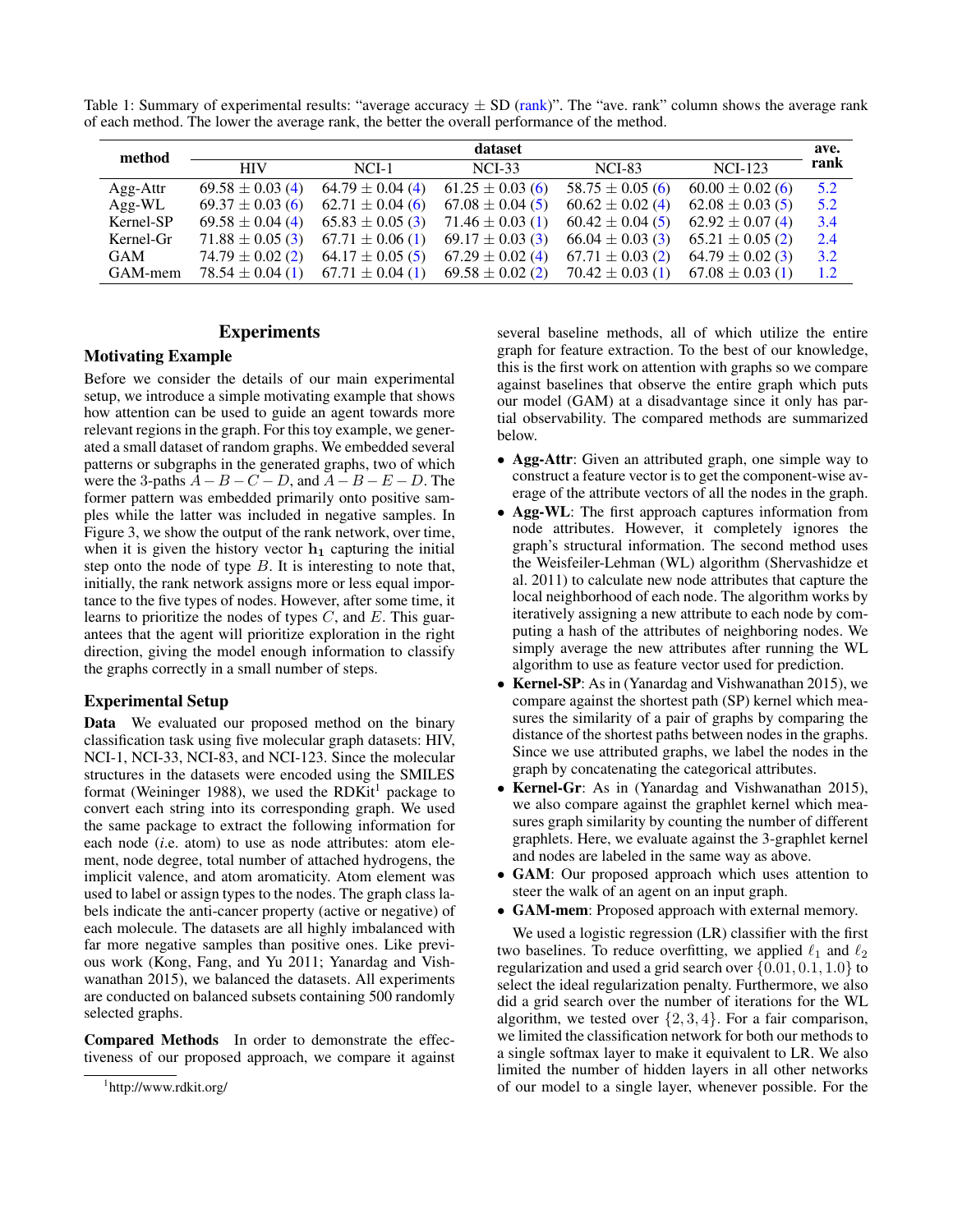Table 1: Summary of experimental results: "average accuracy ± SD (rank)". The "ave. rank" column shows the average rank of each method. The lower the average rank, the better the overall performance of the method.

| method | dataset | | | | | ave. rank |
|---|---|---|---|---|---|---|
| | HIV | NCI-1 | NCI-33 | NCI-83 | NCI-123 | |
| Agg-Attr | $69.58 \pm 0.03$ (4) | $64.79 \pm 0.04$ (4) | $61.25 \pm 0.03$ (6) | $58.75 \pm 0.05$ (6) | $60.00 \pm 0.02$ (6) | 5.2 |
| Agg-WL | $69.37 \pm 0.03$ (6) | $62.71 \pm 0.04$ (6) | $67.08 \pm 0.04$ (5) | $60.62 \pm 0.02$ (4) | $62.08 \pm 0.03$ (5) | 5.2 |
| Kernel-SP | $69.58 \pm 0.04$ (4) | $65.83 \pm 0.05$ (3) | $71.46 \pm 0.03$ (1) | $60.42 \pm 0.04$ (5) | $62.92 \pm 0.07$ (4) | 3.4 |
| Kernel-Gr | $71.88 \pm 0.05$ (3) | $67.71 \pm 0.06$ (1) | $69.17 \pm 0.03$ (3) | $66.04 \pm 0.03$ (3) | $65.21 \pm 0.05$ (2) | 2.4 |
| GAM | $74.79 \pm 0.02$ (2) | $64.17 \pm 0.05$ (5) | $67.29 \pm 0.02$ (4) | $67.71 \pm 0.03$ (2) | $64.79 \pm 0.02$ (3) | 3.2 |
| GAM-mem | $78.54 \pm 0.04$ (1) | $67.71 \pm 0.04$ (1) | $69.58 \pm 0.02$ (2) | $70.42 \pm 0.03$ (1) | $67.08 \pm 0.03$ (1) | 1.2 |

## Experiments

### Motivating Example

Before we consider the details of our main experimental setup, we introduce a simple motivating example that shows how attention can be used to guide an agent towards more relevant regions in the graph. For this toy example, we generated a small dataset of random graphs. We embedded several patterns or subgraphs in the generated graphs, two of which were the 3-paths $A - B - C - D$, and $A - B - E - D$. The former pattern was embedded primarily onto positive samples while the latter was included in negative samples. In Figure 3, we show the output of the rank network, over time, when it is given the history vector $\mathbf{h_1}$ capturing the initial step onto the node of type $B$. It is interesting to note that, initially, the rank network assigns more or less equal importance to the five types of nodes. However, after some time, it learns to prioritize the nodes of types $C$, and $E$. This guarantees that the agent will prioritize exploration in the right direction, giving the model enough information to classify the graphs correctly in a small number of steps.

### Experimental Setup

**Data** We evaluated our proposed method on the binary classification task using five molecular graph datasets: HIV, NCI-1, NCI-33, NCI-83, and NCI-123. Since the molecular structures in the datasets were encoded using the SMILES format (Weininger 1988), we used the RDKit[1] package to convert each string into its corresponding graph. We used the same package to extract the following information for each node (*i.e.* atom) to use as node attributes: atom element, node degree, total number of attached hydrogens, the implicit valence, and atom aromaticity. Atom element was used to label or assign types to the nodes. The graph class labels indicate the anti-cancer property (active or negative) of each molecule. The datasets are all highly imbalanced with far more negative samples than positive ones. Like previous work (Kong, Fang, and Yu 2011; Yanardag and Vishwanathan 2015), we balanced the datasets. All experiments are conducted on balanced subsets containing 500 randomly selected graphs.

**Compared Methods** In order to demonstrate the effectiveness of our proposed approach, we compare it against several baseline methods, all of which utilize the entire graph for feature extraction. To the best of our knowledge, this is the first work on attention with graphs so we compare against baselines that observe the entire graph which puts our model (GAM) at a disadvantage since it only has partial observability. The compared methods are summarized below.

- **Agg-Attr**: Given an attributed graph, one simple way to construct a feature vector is to get the component-wise average of the attribute vectors of all the nodes in the graph.
- **Agg-WL**: The first approach captures information from node attributes. However, it completely ignores the graph's structural information. The second method uses the Weisfeiler-Lehman (WL) algorithm (Shervashidze et al. 2011) to calculate new node attributes that capture the local neighborhood of each node. The algorithm works by iteratively assigning a new attribute to each node by computing a hash of the attributes of neighboring nodes. We simply average the new attributes after running the WL algorithm to use as feature vector used for prediction.
- **Kernel-SP**: As in (Yanardag and Vishwanathan 2015), we compare against the shortest path (SP) kernel which measures the similarity of a pair of graphs by comparing the distance of the shortest paths between nodes in the graphs. Since we use attributed graphs, we label the nodes in the graph by concatenating the categorical attributes.
- **Kernel-Gr**: As in (Yanardag and Vishwanathan 2015), we also compare against the graphlet kernel which measures graph similarity by counting the number of different graphlets. Here, we evaluate against the 3-graphlet kernel and nodes are labeled in the same way as above.
- **GAM**: Our proposed approach which uses attention to steer the walk of an agent on an input graph.
- **GAM-mem**: Proposed approach with external memory.

We used a logistic regression (LR) classifier with the first two baselines. To reduce overfitting, we applied $\ell_1$ and $\ell_2$ regularization and used a grid search over $\{0.01, 0.1, 1.0\}$ to select the ideal regularization penalty. Furthermore, we also did a grid search over the number of iterations for the WL algorithm, we tested over $\{2, 3, 4\}$. For a fair comparison, we limited the classification network for both our methods to a single softmax layer to make it equivalent to LR. We also limited the number of hidden layers in all other networks of our model to a single layer, whenever possible. For the

[1] http://www.rdkit.org/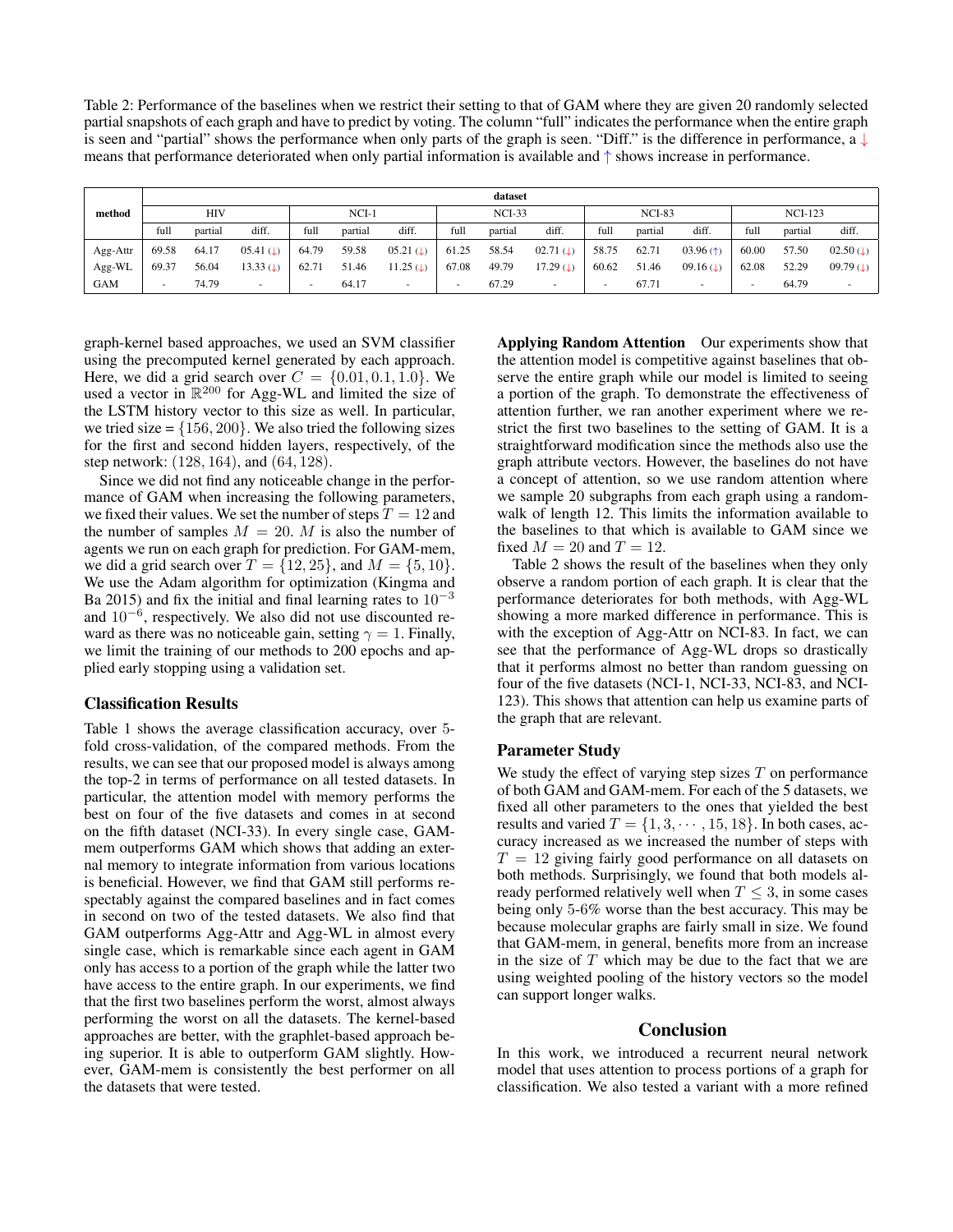Table 2: Performance of the baselines when we restrict their setting to that of GAM where they are given 20 randomly selected partial snapshots of each graph and have to predict by voting. The column "full" indicates the performance when the entire graph is seen and "partial" shows the performance when only parts of the graph is seen. "Diff." is the difference in performance, a ↓ means that performance deteriorated when only partial information is available and ↑ shows increase in performance.

| method | HIV | | | NCI-1 | | | NCI-33 | | | NCI-83 | | | NCI-123 | | |
|---|---|---|---|---|---|---|---|---|---|---|---|---|---|---|---|
| | full | partial | diff. | full | partial | diff. | full | partial | diff. | full | partial | diff. | full | partial | diff. |
| Agg-Attr | 69.58 | 64.17 | 05.41 (↓) | 64.79 | 59.58 | 05.21 (↓) | 61.25 | 58.54 | 02.71 (↓) | 58.75 | 62.71 | 03.96 (↑) | 60.00 | 57.50 | 02.50 (↓) |
| Agg-WL | 69.37 | 56.04 | 13.33 (↓) | 62.71 | 51.46 | 11.25 (↓) | 67.08 | 49.79 | 17.29 (↓) | 60.62 | 51.46 | 09.16 (↓) | 62.08 | 52.29 | 09.79 (↓) |
| GAM | - | 74.79 | - | - | 64.17 | - | - | 67.29 | - | - | 67.71 | - | - | 64.79 | - |

graph-kernel based approaches, we used an SVM classifier using the precomputed kernel generated by each approach. Here, we did a grid search over $C = \{0.01, 0.1, 1.0\}$. We used a vector in $\mathbb{R}^{200}$ for Agg-WL and limited the size of the LSTM history vector to this size as well. In particular, we tried size = $\{156, 200\}$. We also tried the following sizes for the first and second hidden layers, respectively, of the step network: $(128, 164)$, and $(64, 128)$.

Since we did not find any noticeable change in the performance of GAM when increasing the following parameters, we fixed their values. We set the number of steps $T = 12$ and the number of samples $M = 20$. $M$ is also the number of agents we run on each graph for prediction. For GAM-mem, we did a grid search over $T = \{12, 25\}$, and $M = \{5, 10\}$. We use the Adam algorithm for optimization (Kingma and Ba 2015) and fix the initial and final learning rates to $10^{-3}$ and $10^{-6}$, respectively. We also did not use discounted reward as there was no noticeable gain, setting $\gamma = 1$. Finally, we limit the training of our methods to 200 epochs and applied early stopping using a validation set.

## Classification Results

Table 1 shows the average classification accuracy, over 5-fold cross-validation, of the compared methods. From the results, we can see that our proposed model is always among the top-2 in terms of performance on all tested datasets. In particular, the attention model with memory performs the best on four of the five datasets and comes in at second on the fifth dataset (NCI-33). In every single case, GAM-mem outperforms GAM which shows that adding an external memory to integrate information from various locations is beneficial. However, we find that GAM still performs respectably against the compared baselines and in fact comes in second on two of the tested datasets. We also find that GAM outperforms Agg-Attr and Agg-WL in almost every single case, which is remarkable since each agent in GAM only has access to a portion of the graph while the latter two have access to the entire graph. In our experiments, we find that the first two baselines perform the worst, almost always performing the worst on all the datasets. The kernel-based approaches are better, with the graphlet-based approach being superior. It is able to outperform GAM slightly. However, GAM-mem is consistently the best performer on all the datasets that were tested.

**Applying Random Attention** Our experiments show that the attention model is competitive against baselines that observe the entire graph while our model is limited to seeing a portion of the graph. To demonstrate the effectiveness of attention further, we ran another experiment where we restrict the first two baselines to the setting of GAM. It is a straightforward modification since the methods also use the graph attribute vectors. However, the baselines do not have a concept of attention, so we use random attention where we sample 20 subgraphs from each graph using a random-walk of length 12. This limits the information available to the baselines to that which is available to GAM since we fixed $M = 20$ and $T = 12$.

Table 2 shows the result of the baselines when they only observe a random portion of each graph. It is clear that the performance deteriorates for both methods, with Agg-WL showing a more marked difference in performance. This is with the exception of Agg-Attr on NCI-83. In fact, we can see that the performance of Agg-WL drops so drastically that it performs almost no better than random guessing on four of the five datasets (NCI-1, NCI-33, NCI-83, and NCI-123). This shows that attention can help us examine parts of the graph that are relevant.

## Parameter Study

We study the effect of varying step sizes $T$ on performance of both GAM and GAM-mem. For each of the 5 datasets, we fixed all other parameters to the ones that yielded the best results and varied $T = \{1, 3, \cdots, 15, 18\}$. In both cases, accuracy increased as we increased the number of steps with $T = 12$ giving fairly good performance on all datasets on both methods. Surprisingly, we found that both models already performed relatively well when $T \leq 3$, in some cases being only 5-6% worse than the best accuracy. This may be because molecular graphs are fairly small in size. We found that GAM-mem, in general, benefits more from an increase in the size of $T$ which may be due to the fact that we are using weighted pooling of the history vectors so the model can support longer walks.

## Conclusion

In this work, we introduced a recurrent neural network model that uses attention to process portions of a graph for classification. We also tested a variant with a more refined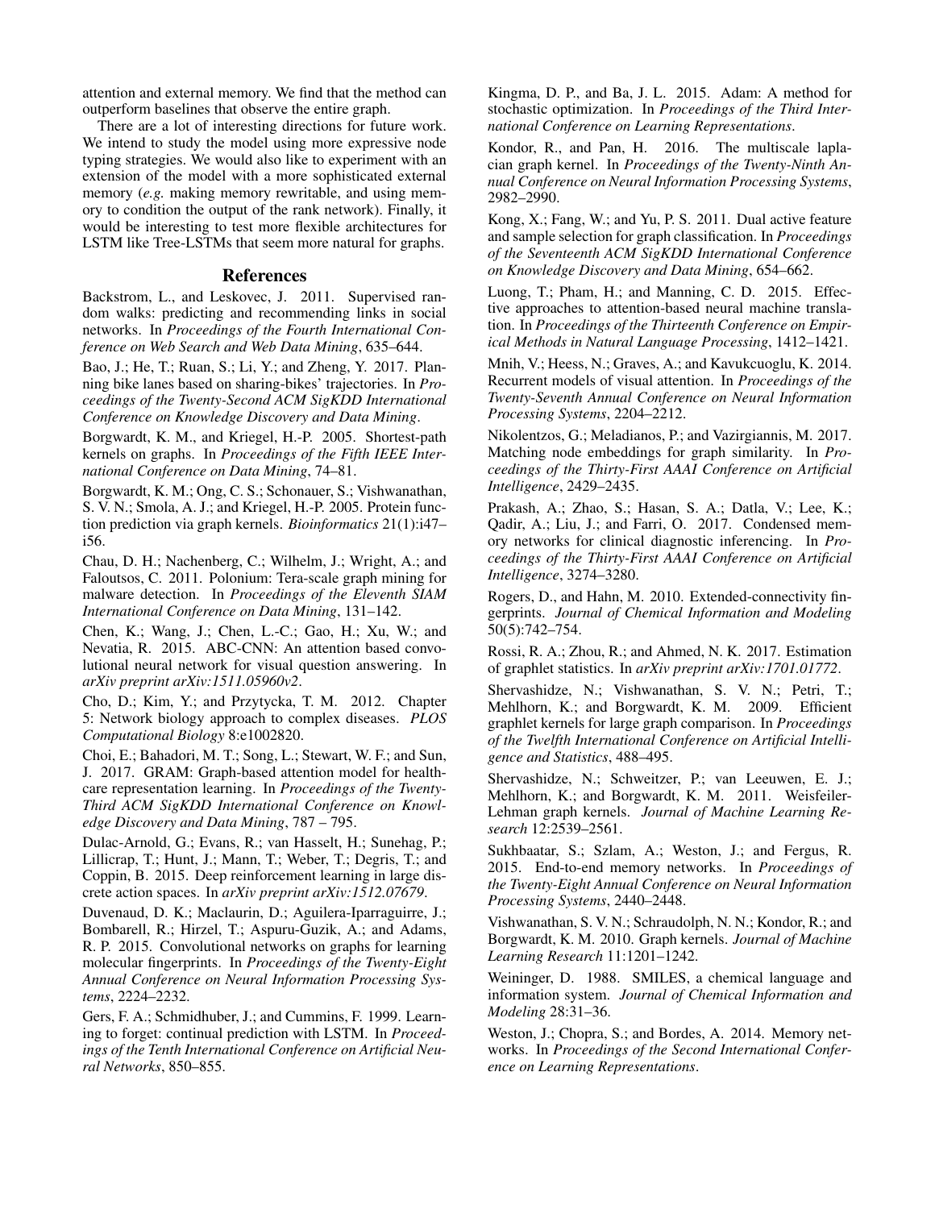attention and external memory. We find that the method can outperform baselines that observe the entire graph.

There are a lot of interesting directions for future work. We intend to study the model using more expressive node typing strategies. We would also like to experiment with an extension of the model with a more sophisticated external memory (*e.g.* making memory rewritable, and using memory to condition the output of the rank network). Finally, it would be interesting to test more flexible architectures for LSTM like Tree-LSTMs that seem more natural for graphs.

## References

Backstrom, L., and Leskovec, J. 2011. Supervised random walks: predicting and recommending links in social networks. In *Proceedings of the Fourth International Conference on Web Search and Web Data Mining*, 635–644.

Bao, J.; He, T.; Ruan, S.; Li, Y.; and Zheng, Y. 2017. Planning bike lanes based on sharing-bikes' trajectories. In *Proceedings of the Twenty-Second ACM SigKDD International Conference on Knowledge Discovery and Data Mining*.

Borgwardt, K. M., and Kriegel, H.-P. 2005. Shortest-path kernels on graphs. In *Proceedings of the Fifth IEEE International Conference on Data Mining*, 74–81.

Borgwardt, K. M.; Ong, C. S.; Schonauer, S.; Vishwanathan, S. V. N.; Smola, A. J.; and Kriegel, H.-P. 2005. Protein function prediction via graph kernels. *Bioinformatics* 21(1):i47–i56.

Chau, D. H.; Nachenberg, C.; Wilhelm, J.; Wright, A.; and Faloutsos, C. 2011. Polonium: Tera-scale graph mining for malware detection. In *Proceedings of the Eleventh SIAM International Conference on Data Mining*, 131–142.

Chen, K.; Wang, J.; Chen, L.-C.; Gao, H.; Xu, W.; and Nevatia, R. 2015. ABC-CNN: An attention based convolutional neural network for visual question answering. In *arXiv preprint arXiv:1511.05960v2*.

Cho, D.; Kim, Y.; and Przytycka, T. M. 2012. Chapter 5: Network biology approach to complex diseases. *PLOS Computational Biology* 8:e1002820.

Choi, E.; Bahadori, M. T.; Song, L.; Stewart, W. F.; and Sun, J. 2017. GRAM: Graph-based attention model for healthcare representation learning. In *Proceedings of the Twenty-Third ACM SigKDD International Conference on Knowledge Discovery and Data Mining*, 787 – 795.

Dulac-Arnold, G.; Evans, R.; van Hasselt, H.; Sunehag, P.; Lillicrap, T.; Hunt, J.; Mann, T.; Weber, T.; Degris, T.; and Coppin, B. 2015. Deep reinforcement learning in large discrete action spaces. In *arXiv preprint arXiv:1512.07679*.

Duvenaud, D. K.; Maclaurin, D.; Aguilera-Iparraguirre, J.; Bombarell, R.; Hirzel, T.; Aspuru-Guzik, A.; and Adams, R. P. 2015. Convolutional networks on graphs for learning molecular fingerprints. In *Proceedings of the Twenty-Eight Annual Conference on Neural Information Processing Systems*, 2224–2232.

Gers, F. A.; Schmidhuber, J.; and Cummins, F. 1999. Learning to forget: continual prediction with LSTM. In *Proceedings of the Tenth International Conference on Artificial Neural Networks*, 850–855.

Kingma, D. P., and Ba, J. L. 2015. Adam: A method for stochastic optimization. In *Proceedings of the Third International Conference on Learning Representations*.

Kondor, R., and Pan, H. 2016. The multiscale laplacian graph kernel. In *Proceedings of the Twenty-Ninth Annual Conference on Neural Information Processing Systems*, 2982–2990.

Kong, X.; Fang, W.; and Yu, P. S. 2011. Dual active feature and sample selection for graph classification. In *Proceedings of the Seventeenth ACM SigKDD International Conference on Knowledge Discovery and Data Mining*, 654–662.

Luong, T.; Pham, H.; and Manning, C. D. 2015. Effective approaches to attention-based neural machine translation. In *Proceedings of the Thirteenth Conference on Empirical Methods in Natural Language Processing*, 1412–1421.

Mnih, V.; Heess, N.; Graves, A.; and Kavukcuoglu, K. 2014. Recurrent models of visual attention. In *Proceedings of the Twenty-Seventh Annual Conference on Neural Information Processing Systems*, 2204–2212.

Nikolentzos, G.; Meladianos, P.; and Vazirgiannis, M. 2017. Matching node embeddings for graph similarity. In *Proceedings of the Thirty-First AAAI Conference on Artificial Intelligence*, 2429–2435.

Prakash, A.; Zhao, S.; Hasan, S. A.; Datla, V.; Lee, K.; Qadir, A.; Liu, J.; and Farri, O. 2017. Condensed memory networks for clinical diagnostic inferencing. In *Proceedings of the Thirty-First AAAI Conference on Artificial Intelligence*, 3274–3280.

Rogers, D., and Hahn, M. 2010. Extended-connectivity fingerprints. *Journal of Chemical Information and Modeling* 50(5):742–754.

Rossi, R. A.; Zhou, R.; and Ahmed, N. K. 2017. Estimation of graphlet statistics. In *arXiv preprint arXiv:1701.01772*.

Shervashidze, N.; Vishwanathan, S. V. N.; Petri, T.; Mehlhorn, K.; and Borgwardt, K. M. 2009. Efficient graphlet kernels for large graph comparison. In *Proceedings of the Twelfth International Conference on Artificial Intelligence and Statistics*, 488–495.

Shervashidze, N.; Schweitzer, P.; van Leeuwen, E. J.; Mehlhorn, K.; and Borgwardt, K. M. 2011. Weisfeiler-Lehman graph kernels. *Journal of Machine Learning Research* 12:2539–2561.

Sukhbaatar, S.; Szlam, A.; Weston, J.; and Fergus, R. 2015. End-to-end memory networks. In *Proceedings of the Twenty-Eight Annual Conference on Neural Information Processing Systems*, 2440–2448.

Vishwanathan, S. V. N.; Schraudolph, N. N.; Kondor, R.; and Borgwardt, K. M. 2010. Graph kernels. *Journal of Machine Learning Research* 11:1201–1242.

Weininger, D. 1988. SMILES, a chemical language and information system. *Journal of Chemical Information and Modeling* 28:31–36.

Weston, J.; Chopra, S.; and Bordes, A. 2014. Memory networks. In *Proceedings of the Second International Conference on Learning Representations*.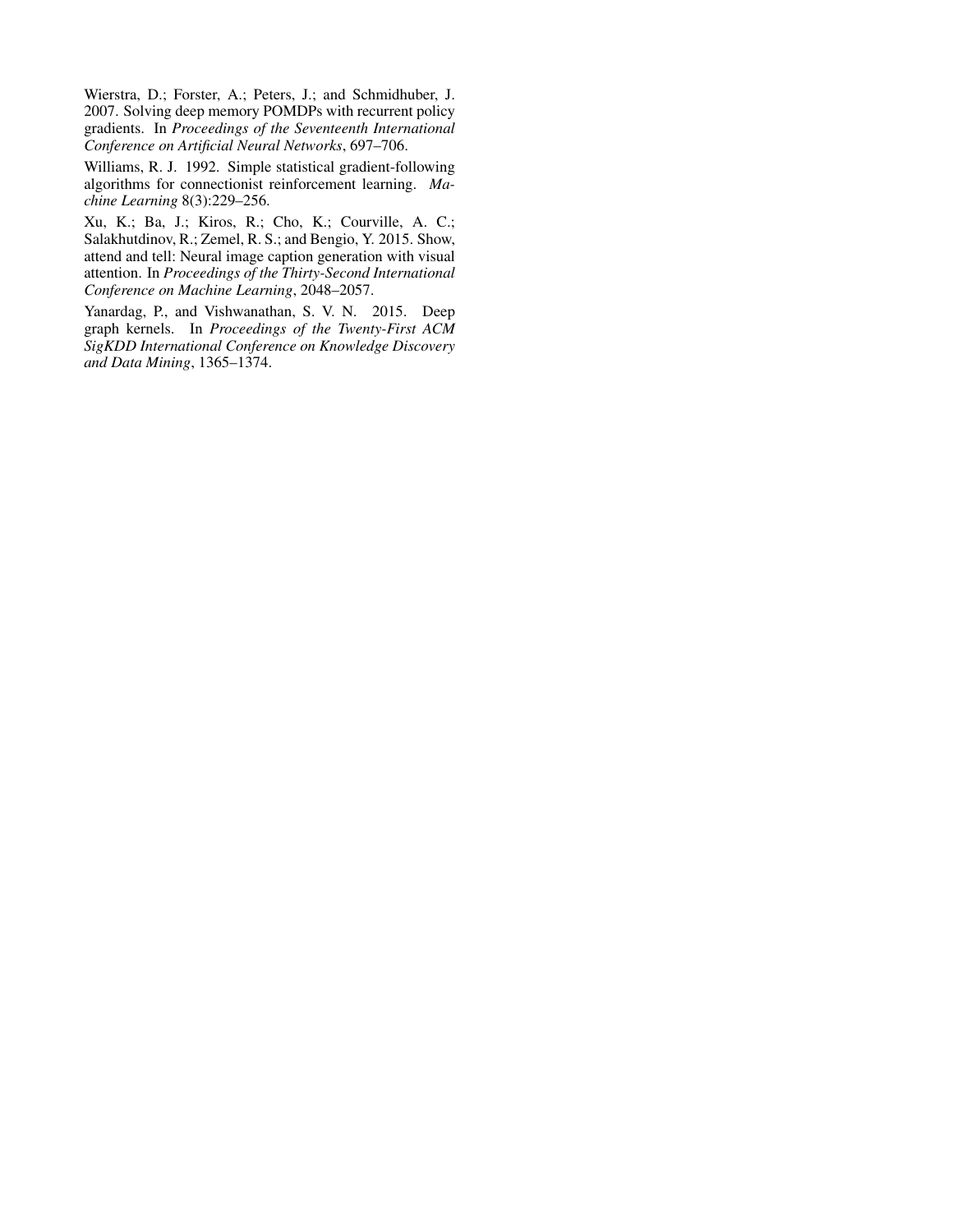Wierstra, D.; Forster, A.; Peters, J.; and Schmidhuber, J. 2007. Solving deep memory POMDPs with recurrent policy gradients. In *Proceedings of the Seventeenth International Conference on Artificial Neural Networks*, 697–706.

Williams, R. J. 1992. Simple statistical gradient-following algorithms for connectionist reinforcement learning. *Machine Learning* 8(3):229–256.

Xu, K.; Ba, J.; Kiros, R.; Cho, K.; Courville, A. C.; Salakhutdinov, R.; Zemel, R. S.; and Bengio, Y. 2015. Show, attend and tell: Neural image caption generation with visual attention. In *Proceedings of the Thirty-Second International Conference on Machine Learning*, 2048–2057.

Yanardag, P., and Vishwanathan, S. V. N. 2015. Deep graph kernels. In *Proceedings of the Twenty-First ACM SigKDD International Conference on Knowledge Discovery and Data Mining*, 1365–1374.